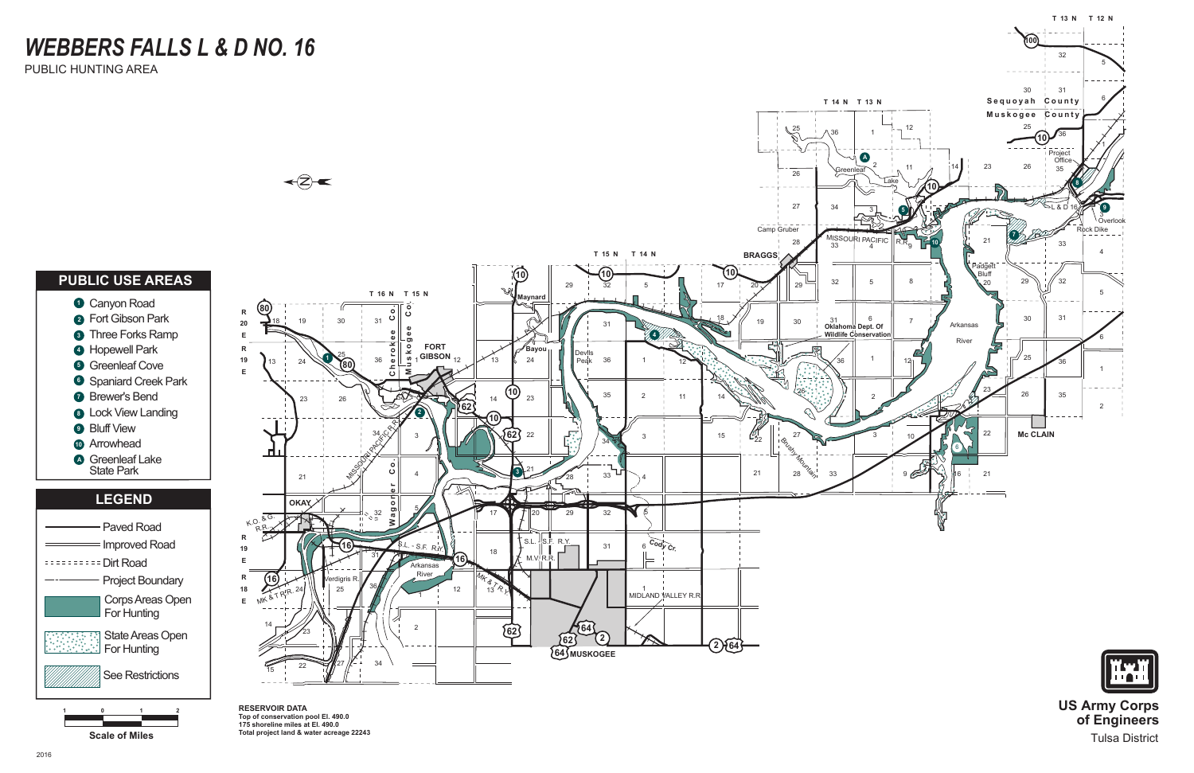# WEBBERS FALLS L & D NO. 16

PUBLIC HUNTING AREA

## PUBLIC USE AREAS

1. Canyon Road
2. Fort Gibson Park
3. Three Forks Ramp
4. Hopewell Park
5. Greenleaf Cove
6. Spaniard Creek Park
7. Brewer's Bend
8. Lock View Landing
9. Bluff View
10. Arrowhead

A. Greenleaf Lake State Park

## LEGEND

- Paved Road
- Improved Road
- Dirt Road
- Project Boundary
- Corps Areas Open For Hunting
- State Areas Open For Hunting
- See Restrictions

Scale of Miles

**RESERVOIR DATA**

**Top of conservation pool El. 490.0**

**175 shoreline miles at El. 490.0**

**Total project land & water acreage 22243**

**US Army Corps of Engineers**

Tulsa District

2016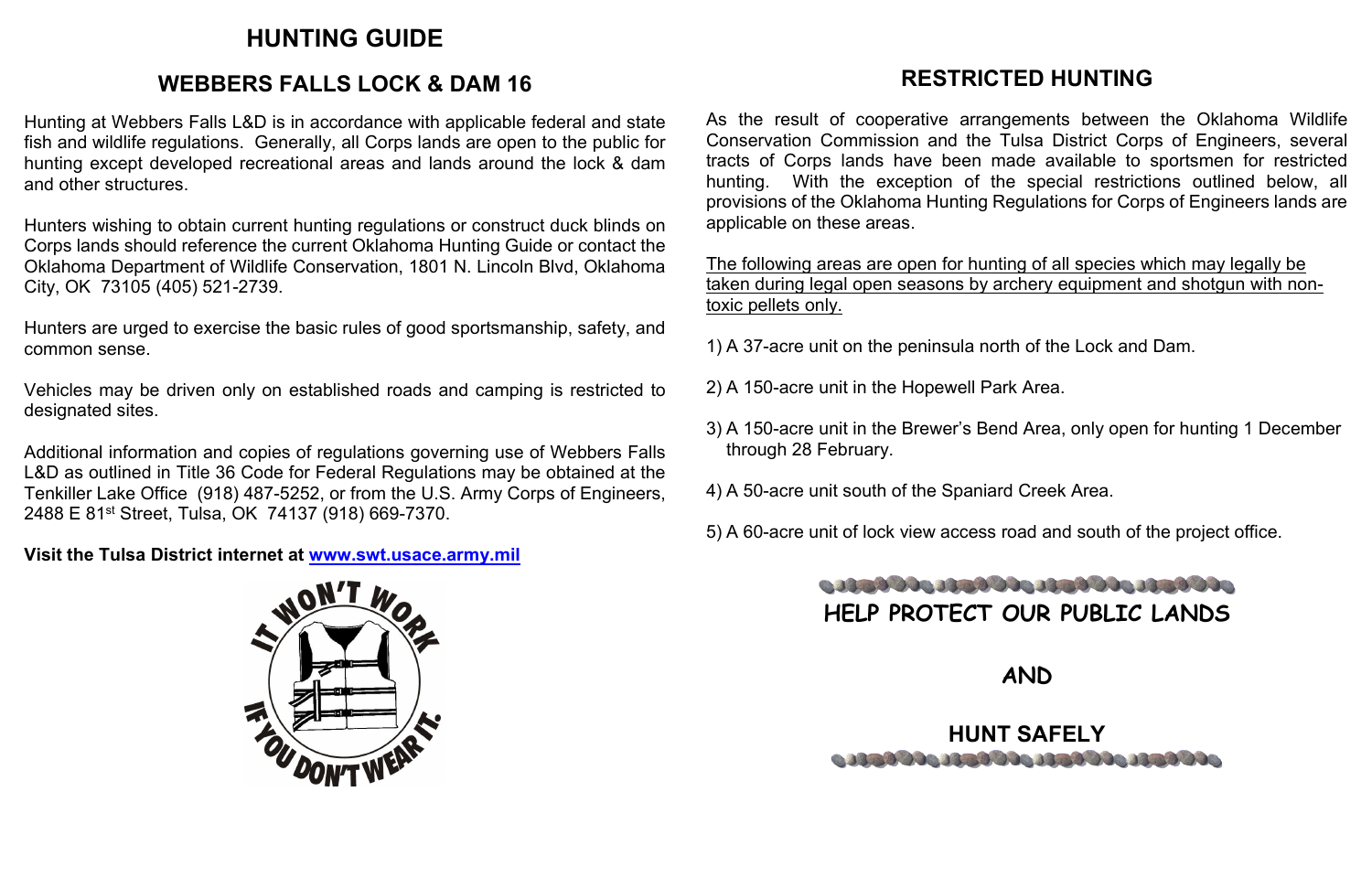# HUNTING GUIDE

## WEBBERS FALLS LOCK & DAM 16

Hunting at Webbers Falls L&D is in accordance with applicable federal and state fish and wildlife regulations. Generally, all Corps lands are open to the public for hunting except developed recreational areas and lands around the lock & dam and other structures.

Hunters wishing to obtain current hunting regulations or construct duck blinds on Corps lands should reference the current Oklahoma Hunting Guide or contact the Oklahoma Department of Wildlife Conservation, 1801 N. Lincoln Blvd, Oklahoma City, OK 73105 (405) 521-2739.

Hunters are urged to exercise the basic rules of good sportsmanship, safety, and common sense.

Vehicles may be driven only on established roads and camping is restricted to designated sites.

Additional information and copies of regulations governing use of Webbers Falls L&D as outlined in Title 36 Code for Federal Regulations may be obtained at the Tenkiller Lake Office (918) 487-5252, or from the U.S. Army Corps of Engineers, 2488 E 81st Street, Tulsa, OK 74137 (918) 669-7370.

**Visit the Tulsa District internet at www.swt.usace.army.mil**

IT WON'T WORK IF YOU DON'T WEAR IT.

## RESTRICTED HUNTING

As the result of cooperative arrangements between the Oklahoma Wildlife Conservation Commission and the Tulsa District Corps of Engineers, several tracts of Corps lands have been made available to sportsmen for restricted hunting. With the exception of the special restrictions outlined below, all provisions of the Oklahoma Hunting Regulations for Corps of Engineers lands are applicable on these areas.

The following areas are open for hunting of all species which may legally be taken during legal open seasons by archery equipment and shotgun with non-toxic pellets only.

1) A 37-acre unit on the peninsula north of the Lock and Dam.

2) A 150-acre unit in the Hopewell Park Area.

3) A 150-acre unit in the Brewer's Bend Area, only open for hunting 1 December through 28 February.

4) A 50-acre unit south of the Spaniard Creek Area.

5) A 60-acre unit of lock view access road and south of the project office.

**HELP PROTECT OUR PUBLIC LANDS**

**AND**

**HUNT SAFELY**